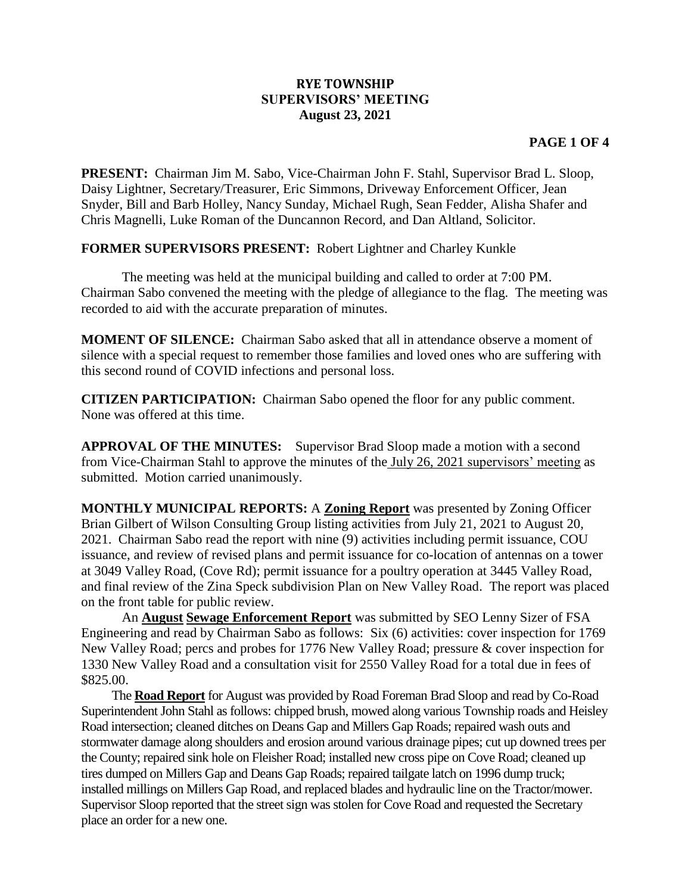# RYE TOWNSHIP
## SUPERVISORS' MEETING
### August 23, 2021

**PRESENT:** Chairman Jim M. Sabo, Vice-Chairman John F. Stahl, Supervisor Brad L. Sloop, Daisy Lightner, Secretary/Treasurer, Eric Simmons, Driveway Enforcement Officer, Jean Snyder, Bill and Barb Holley, Nancy Sunday, Michael Rugh, Sean Fedder, Alisha Shafer and Chris Magnelli, Luke Roman of the Duncannon Record, and Dan Altland, Solicitor.

**FORMER SUPERVISORS PRESENT:** Robert Lightner and Charley Kunkle

The meeting was held at the municipal building and called to order at 7:00 PM. Chairman Sabo convened the meeting with the pledge of allegiance to the flag. The meeting was recorded to aid with the accurate preparation of minutes.

**MOMENT OF SILENCE:** Chairman Sabo asked that all in attendance observe a moment of silence with a special request to remember those families and loved ones who are suffering with this second round of COVID infections and personal loss.

**CITIZEN PARTICIPATION:** Chairman Sabo opened the floor for any public comment. None was offered at this time.

**APPROVAL OF THE MINUTES:** Supervisor Brad Sloop made a motion with a second from Vice-Chairman Stahl to approve the minutes of the July 26, 2021 supervisors' meeting as submitted. Motion carried unanimously.

**MONTHLY MUNICIPAL REPORTS:** A **Zoning Report** was presented by Zoning Officer Brian Gilbert of Wilson Consulting Group listing activities from July 21, 2021 to August 20, 2021. Chairman Sabo read the report with nine (9) activities including permit issuance, COU issuance, and review of revised plans and permit issuance for co-location of antennas on a tower at 3049 Valley Road, (Cove Rd); permit issuance for a poultry operation at 3445 Valley Road, and final review of the Zina Speck subdivision Plan on New Valley Road. The report was placed on the front table for public review.

An **August Sewage Enforcement Report** was submitted by SEO Lenny Sizer of FSA Engineering and read by Chairman Sabo as follows: Six (6) activities: cover inspection for 1769 New Valley Road; percs and probes for 1776 New Valley Road; pressure & cover inspection for 1330 New Valley Road and a consultation visit for 2550 Valley Road for a total due in fees of $825.00.

The **Road Report** for August was provided by Road Foreman Brad Sloop and read by Co-Road Superintendent John Stahl as follows: chipped brush, mowed along various Township roads and Heisley Road intersection; cleaned ditches on Deans Gap and Millers Gap Roads; repaired wash outs and stormwater damage along shoulders and erosion around various drainage pipes; cut up downed trees per the County; repaired sink hole on Fleisher Road; installed new cross pipe on Cove Road; cleaned up tires dumped on Millers Gap and Deans Gap Roads; repaired tailgate latch on 1996 dump truck; installed millings on Millers Gap Road, and replaced blades and hydraulic line on the Tractor/mower. Supervisor Sloop reported that the street sign was stolen for Cove Road and requested the Secretary place an order for a new one.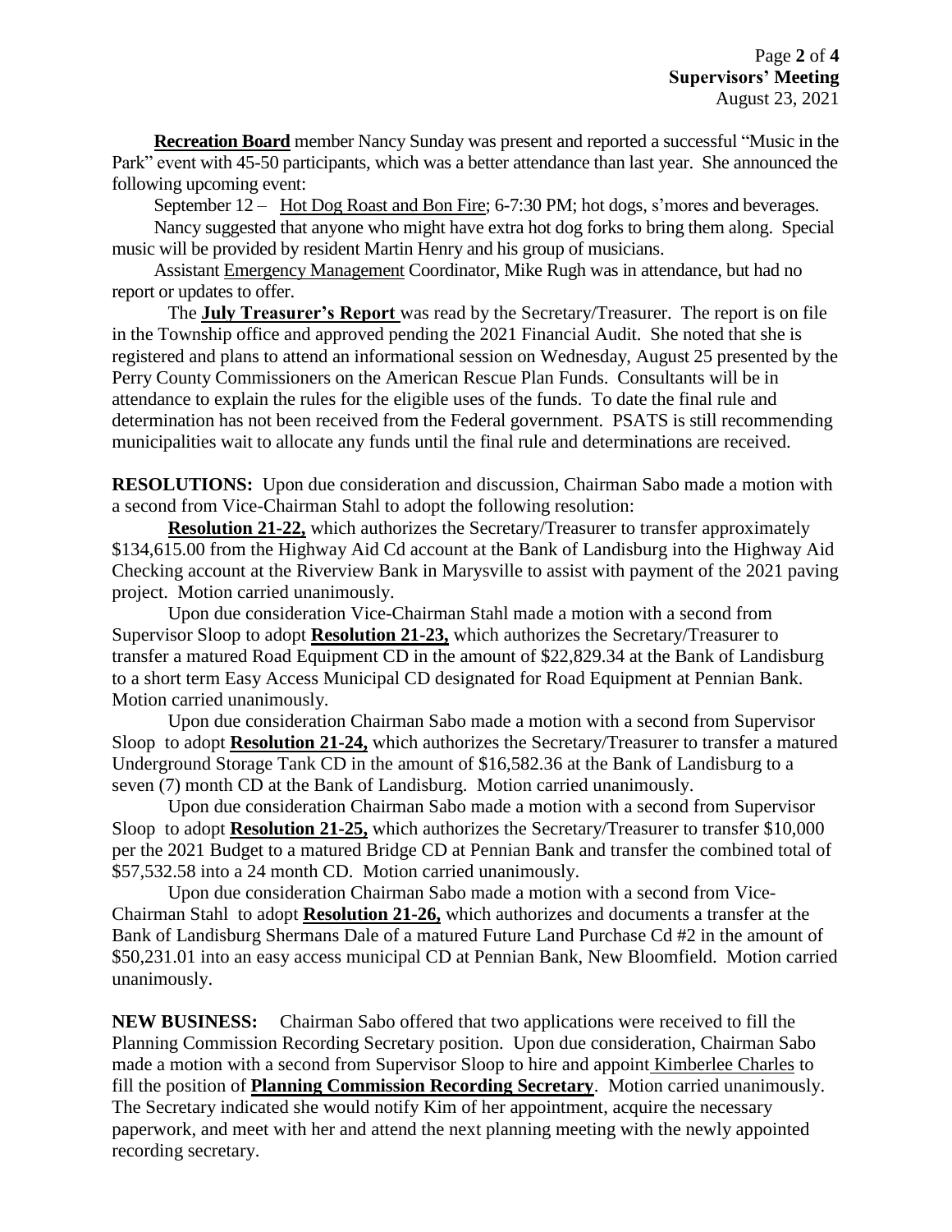**Recreation Board** member Nancy Sunday was present and reported a successful "Music in the Park" event with 45-50 participants, which was a better attendance than last year. She announced the following upcoming event:

September 12 – Hot Dog Roast and Bon Fire; 6-7:30 PM; hot dogs, s'mores and beverages.

Nancy suggested that anyone who might have extra hot dog forks to bring them along. Special music will be provided by resident Martin Henry and his group of musicians.

Assistant Emergency Management Coordinator, Mike Rugh was in attendance, but had no report or updates to offer.

The **July Treasurer's Report** was read by the Secretary/Treasurer. The report is on file in the Township office and approved pending the 2021 Financial Audit. She noted that she is registered and plans to attend an informational session on Wednesday, August 25 presented by the Perry County Commissioners on the American Rescue Plan Funds. Consultants will be in attendance to explain the rules for the eligible uses of the funds. To date the final rule and determination has not been received from the Federal government. PSATS is still recommending municipalities wait to allocate any funds until the final rule and determinations are received.

**RESOLUTIONS:** Upon due consideration and discussion, Chairman Sabo made a motion with a second from Vice-Chairman Stahl to adopt the following resolution:

**Resolution 21-22,** which authorizes the Secretary/Treasurer to transfer approximately $134,615.00 from the Highway Aid Cd account at the Bank of Landisburg into the Highway Aid Checking account at the Riverview Bank in Marysville to assist with payment of the 2021 paving project. Motion carried unanimously.

Upon due consideration Vice-Chairman Stahl made a motion with a second from Supervisor Sloop to adopt **Resolution 21-23,** which authorizes the Secretary/Treasurer to transfer a matured Road Equipment CD in the amount of $22,829.34 at the Bank of Landisburg to a short term Easy Access Municipal CD designated for Road Equipment at Pennian Bank. Motion carried unanimously.

Upon due consideration Chairman Sabo made a motion with a second from Supervisor Sloop to adopt **Resolution 21-24,** which authorizes the Secretary/Treasurer to transfer a matured Underground Storage Tank CD in the amount of $16,582.36 at the Bank of Landisburg to a seven (7) month CD at the Bank of Landisburg. Motion carried unanimously.

Upon due consideration Chairman Sabo made a motion with a second from Supervisor Sloop to adopt **Resolution 21-25,** which authorizes the Secretary/Treasurer to transfer $10,000 per the 2021 Budget to a matured Bridge CD at Pennian Bank and transfer the combined total of $57,532.58 into a 24 month CD. Motion carried unanimously.

Upon due consideration Chairman Sabo made a motion with a second from Vice-Chairman Stahl to adopt **Resolution 21-26,** which authorizes and documents a transfer at the Bank of Landisburg Shermans Dale of a matured Future Land Purchase Cd #2 in the amount of $50,231.01 into an easy access municipal CD at Pennian Bank, New Bloomfield. Motion carried unanimously.

**NEW BUSINESS:** Chairman Sabo offered that two applications were received to fill the Planning Commission Recording Secretary position. Upon due consideration, Chairman Sabo made a motion with a second from Supervisor Sloop to hire and appoint Kimberlee Charles to fill the position of **Planning Commission Recording Secretary**. Motion carried unanimously. The Secretary indicated she would notify Kim of her appointment, acquire the necessary paperwork, and meet with her and attend the next planning meeting with the newly appointed recording secretary.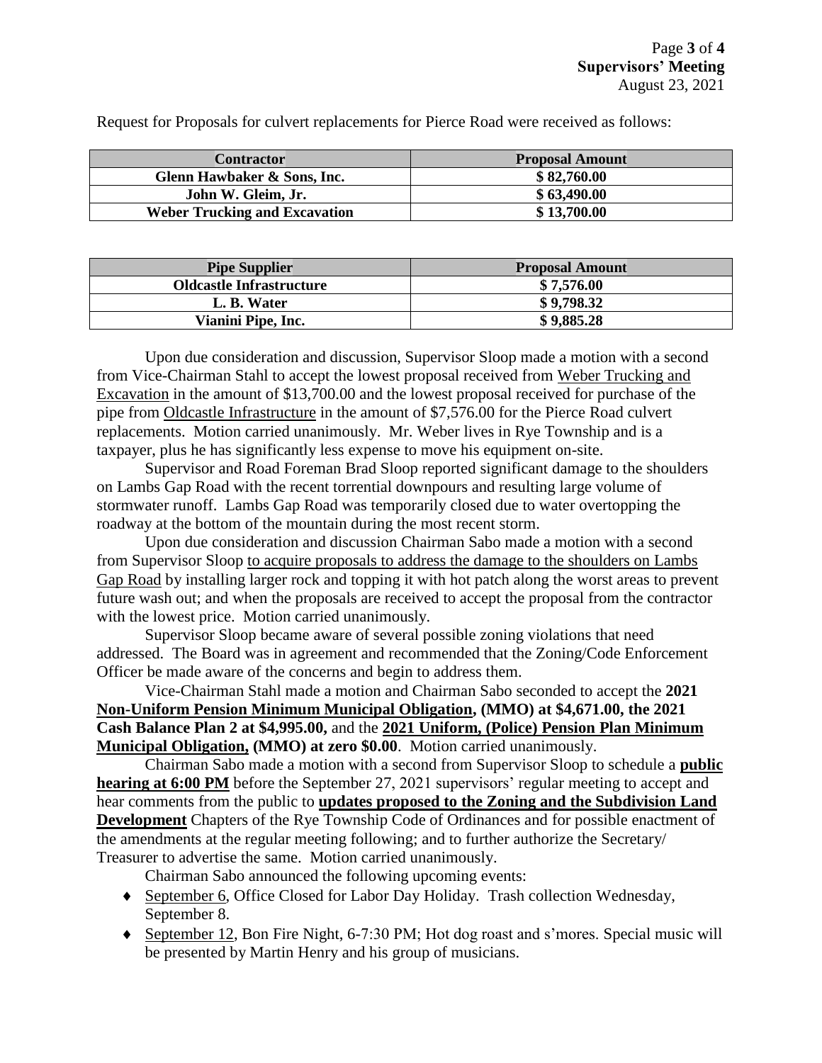Request for Proposals for culvert replacements for Pierce Road were received as follows:

| Contractor | Proposal Amount |
|---|---|
| Glenn Hawbaker & Sons, Inc. | $ 82,760.00 |
| John W. Gleim, Jr. | $ 63,490.00 |
| Weber Trucking and Excavation | $ 13,700.00 |

| Pipe Supplier | Proposal Amount |
|---|---|
| Oldcastle Infrastructure | $ 7,576.00 |
| L. B. Water | $ 9,798.32 |
| Vianini Pipe, Inc. | $ 9,885.28 |

Upon due consideration and discussion, Supervisor Sloop made a motion with a second from Vice-Chairman Stahl to accept the lowest proposal received from Weber Trucking and Excavation in the amount of $13,700.00 and the lowest proposal received for purchase of the pipe from Oldcastle Infrastructure in the amount of $7,576.00 for the Pierce Road culvert replacements. Motion carried unanimously. Mr. Weber lives in Rye Township and is a taxpayer, plus he has significantly less expense to move his equipment on-site.

Supervisor and Road Foreman Brad Sloop reported significant damage to the shoulders on Lambs Gap Road with the recent torrential downpours and resulting large volume of stormwater runoff. Lambs Gap Road was temporarily closed due to water overtopping the roadway at the bottom of the mountain during the most recent storm.

Upon due consideration and discussion Chairman Sabo made a motion with a second from Supervisor Sloop to acquire proposals to address the damage to the shoulders on Lambs Gap Road by installing larger rock and topping it with hot patch along the worst areas to prevent future wash out; and when the proposals are received to accept the proposal from the contractor with the lowest price. Motion carried unanimously.

Supervisor Sloop became aware of several possible zoning violations that need addressed. The Board was in agreement and recommended that the Zoning/Code Enforcement Officer be made aware of the concerns and begin to address them.

Vice-Chairman Stahl made a motion and Chairman Sabo seconded to accept the **2021 Non-Uniform Pension Minimum Municipal Obligation, (MMO) at $4,671.00, the 2021 Cash Balance Plan 2 at $4,995.00,** and the **2021 Uniform, (Police) Pension Plan Minimum Municipal Obligation, (MMO) at zero $0.00**. Motion carried unanimously.

Chairman Sabo made a motion with a second from Supervisor Sloop to schedule a **public hearing at 6:00 PM** before the September 27, 2021 supervisors' regular meeting to accept and hear comments from the public to **updates proposed to the Zoning and the Subdivision Land Development** Chapters of the Rye Township Code of Ordinances and for possible enactment of the amendments at the regular meeting following; and to further authorize the Secretary/ Treasurer to advertise the same. Motion carried unanimously.

Chairman Sabo announced the following upcoming events:

- September 6, Office Closed for Labor Day Holiday. Trash collection Wednesday, September 8.
- September 12, Bon Fire Night, 6-7:30 PM; Hot dog roast and s'mores. Special music will be presented by Martin Henry and his group of musicians.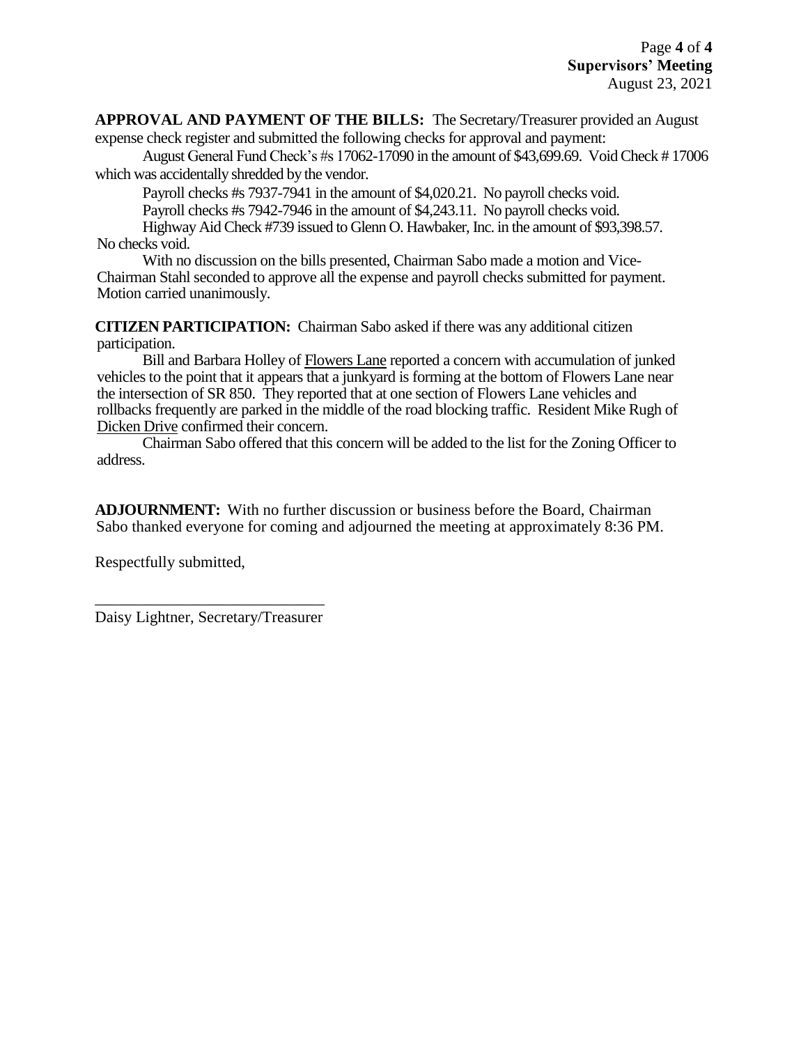**APPROVAL AND PAYMENT OF THE BILLS:** The Secretary/Treasurer provided an August expense check register and submitted the following checks for approval and payment:

August General Fund Check's #s 17062-17090 in the amount of $43,699.69. Void Check # 17006 which was accidentally shredded by the vendor.

Payroll checks #s 7937-7941 in the amount of $4,020.21. No payroll checks void.

Payroll checks #s 7942-7946 in the amount of $4,243.11. No payroll checks void.

Highway Aid Check #739 issued to Glenn O. Hawbaker, Inc. in the amount of $93,398.57. No checks void.

With no discussion on the bills presented, Chairman Sabo made a motion and Vice-Chairman Stahl seconded to approve all the expense and payroll checks submitted for payment. Motion carried unanimously.

**CITIZEN PARTICIPATION:** Chairman Sabo asked if there was any additional citizen participation.

Bill and Barbara Holley of Flowers Lane reported a concern with accumulation of junked vehicles to the point that it appears that a junkyard is forming at the bottom of Flowers Lane near the intersection of SR 850. They reported that at one section of Flowers Lane vehicles and rollbacks frequently are parked in the middle of the road blocking traffic. Resident Mike Rugh of Dicken Drive confirmed their concern.

Chairman Sabo offered that this concern will be added to the list for the Zoning Officer to address.

**ADJOURNMENT:** With no further discussion or business before the Board, Chairman Sabo thanked everyone for coming and adjourned the meeting at approximately 8:36 PM.

Respectfully submitted,

\_\_\_\_\_\_\_\_\_\_\_\_\_\_\_\_\_\_\_\_\_\_\_\_\_\_\_\_\_\_

Daisy Lightner, Secretary/Treasurer